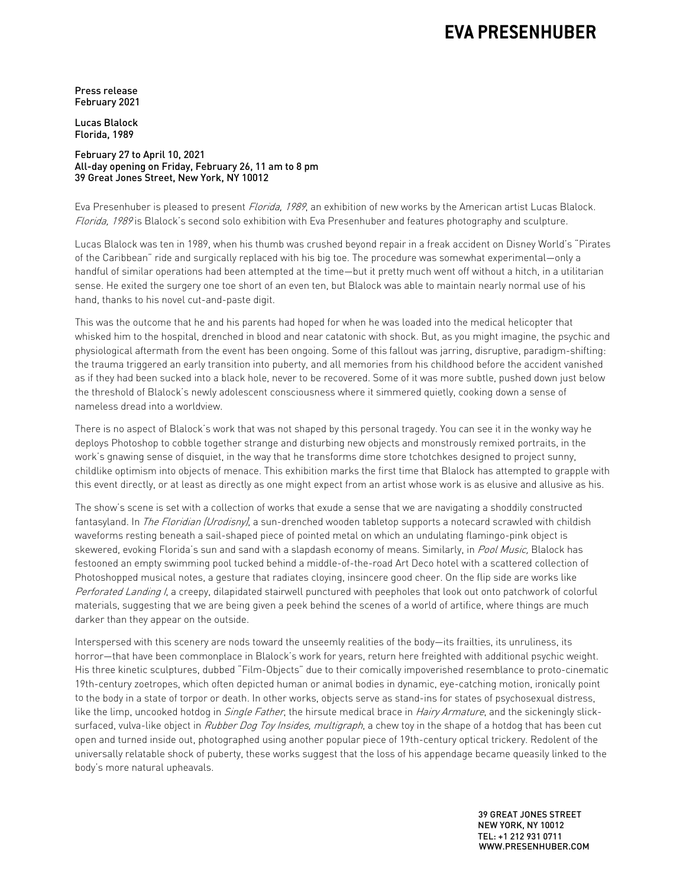# EVA PRESENHUBER

Press release
February 2021

Lucas Blalock
Florida, 1989

February 27 to April 10, 2021
All-day opening on Friday, February 26, 11 am to 8 pm
39 Great Jones Street, New York, NY 10012

Eva Presenhuber is pleased to present *Florida, 1989*, an exhibition of new works by the American artist Lucas Blalock. *Florida, 1989* is Blalock's second solo exhibition with Eva Presenhuber and features photography and sculpture.

Lucas Blalock was ten in 1989, when his thumb was crushed beyond repair in a freak accident on Disney World's "Pirates of the Caribbean" ride and surgically replaced with his big toe. The procedure was somewhat experimental—only a handful of similar operations had been attempted at the time—but it pretty much went off without a hitch, in a utilitarian sense. He exited the surgery one toe short of an even ten, but Blalock was able to maintain nearly normal use of his hand, thanks to his novel cut-and-paste digit.

This was the outcome that he and his parents had hoped for when he was loaded into the medical helicopter that whisked him to the hospital, drenched in blood and near catatonic with shock. But, as you might imagine, the psychic and physiological aftermath from the event has been ongoing. Some of this fallout was jarring, disruptive, paradigm-shifting: the trauma triggered an early transition into puberty, and all memories from his childhood before the accident vanished as if they had been sucked into a black hole, never to be recovered. Some of it was more subtle, pushed down just below the threshold of Blalock's newly adolescent consciousness where it simmered quietly, cooking down a sense of nameless dread into a worldview.

There is no aspect of Blalock's work that was not shaped by this personal tragedy. You can see it in the wonky way he deploys Photoshop to cobble together strange and disturbing new objects and monstrously remixed portraits, in the work's gnawing sense of disquiet, in the way that he transforms dime store tchotchkes designed to project sunny, childlike optimism into objects of menace. This exhibition marks the first time that Blalock has attempted to grapple with this event directly, or at least as directly as one might expect from an artist whose work is as elusive and allusive as his.

The show's scene is set with a collection of works that exude a sense that we are navigating a shoddily constructed fantasyland. In *The Floridian (Urodisny)*, a sun-drenched wooden tabletop supports a notecard scrawled with childish waveforms resting beneath a sail-shaped piece of pointed metal on which an undulating flamingo-pink object is skewered, evoking Florida's sun and sand with a slapdash economy of means. Similarly, in *Pool Music*, Blalock has festooned an empty swimming pool tucked behind a middle-of-the-road Art Deco hotel with a scattered collection of Photoshopped musical notes, a gesture that radiates cloying, insincere good cheer. On the flip side are works like *Perforated Landing I*, a creepy, dilapidated stairwell punctured with peepholes that look out onto patchwork of colorful materials, suggesting that we are being given a peek behind the scenes of a world of artifice, where things are much darker than they appear on the outside.

Interspersed with this scenery are nods toward the unseemly realities of the body—its frailties, its unruliness, its horror—that have been commonplace in Blalock's work for years, return here freighted with additional psychic weight. His three kinetic sculptures, dubbed "Film-Objects" due to their comically impoverished resemblance to proto-cinematic 19th-century zoetropes, which often depicted human or animal bodies in dynamic, eye-catching motion, ironically point to the body in a state of torpor or death. In other works, objects serve as stand-ins for states of psychosexual distress, like the limp, uncooked hotdog in *Single Father*, the hirsute medical brace in *Hairy Armature*, and the sickeningly slick-surfaced, vulva-like object in *Rubber Dog Toy Insides, multigraph*, a chew toy in the shape of a hotdog that has been cut open and turned inside out, photographed using another popular piece of 19th-century optical trickery. Redolent of the universally relatable shock of puberty, these works suggest that the loss of his appendage became queasily linked to the body's more natural upheavals.

39 GREAT JONES STREET
NEW YORK, NY 10012
TEL: +1 212 931 0711
WWW.PRESENHUBER.COM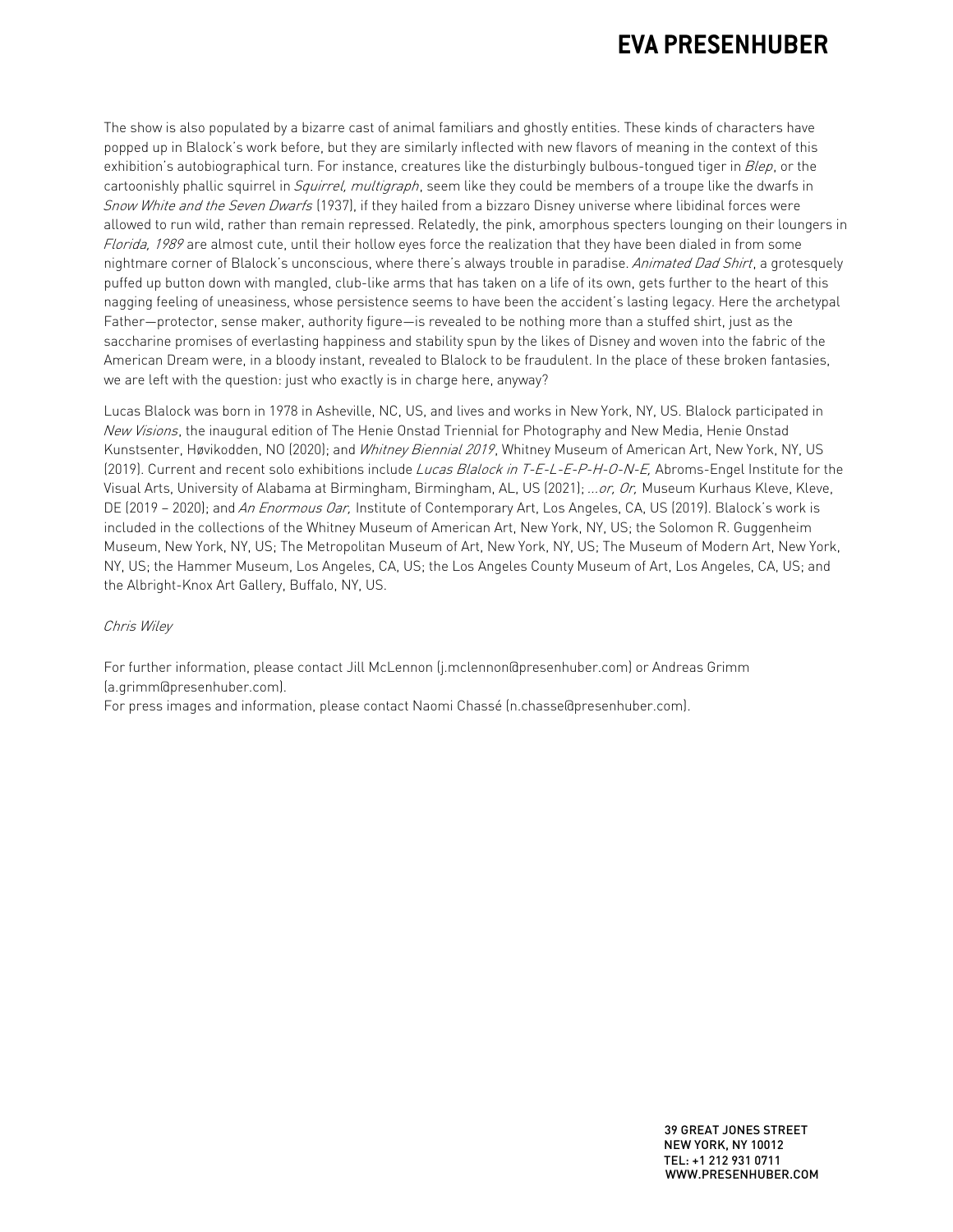The show is also populated by a bizarre cast of animal familiars and ghostly entities. These kinds of characters have popped up in Blalock's work before, but they are similarly inflected with new flavors of meaning in the context of this exhibition's autobiographical turn. For instance, creatures like the disturbingly bulbous-tongued tiger in *Blep*, or the cartoonishly phallic squirrel in *Squirrel, multigraph*, seem like they could be members of a troupe like the dwarfs in *Snow White and the Seven Dwarfs* (1937), if they hailed from a bizzaro Disney universe where libidinal forces were allowed to run wild, rather than remain repressed. Relatedly, the pink, amorphous specters lounging on their loungers in *Florida, 1989* are almost cute, until their hollow eyes force the realization that they have been dialed in from some nightmare corner of Blalock's unconscious, where there's always trouble in paradise. *Animated Dad Shirt*, a grotesquely puffed up button down with mangled, club-like arms that has taken on a life of its own, gets further to the heart of this nagging feeling of uneasiness, whose persistence seems to have been the accident's lasting legacy. Here the archetypal Father—protector, sense maker, authority figure—is revealed to be nothing more than a stuffed shirt, just as the saccharine promises of everlasting happiness and stability spun by the likes of Disney and woven into the fabric of the American Dream were, in a bloody instant, revealed to Blalock to be fraudulent. In the place of these broken fantasies, we are left with the question: just who exactly is in charge here, anyway?

Lucas Blalock was born in 1978 in Asheville, NC, US, and lives and works in New York, NY, US. Blalock participated in *New Visions*, the inaugural edition of The Henie Onstad Triennial for Photography and New Media, Henie Onstad Kunstsenter, Høvikodden, NO (2020); and *Whitney Biennial 2019*, Whitney Museum of American Art, New York, NY, US (2019). Current and recent solo exhibitions include *Lucas Blalock in T-E-L-E-P-H-O-N-E,* Abroms-Engel Institute for the Visual Arts, University of Alabama at Birmingham, Birmingham, AL, US (2021); *...or, Or,* Museum Kurhaus Kleve, Kleve, DE (2019 – 2020); and *An Enormous Oar,* Institute of Contemporary Art, Los Angeles, CA, US (2019). Blalock's work is included in the collections of the Whitney Museum of American Art, New York, NY, US; the Solomon R. Guggenheim Museum, New York, NY, US; The Metropolitan Museum of Art, New York, NY, US; The Museum of Modern Art, New York, NY, US; the Hammer Museum, Los Angeles, CA, US; the Los Angeles County Museum of Art, Los Angeles, CA, US; and the Albright-Knox Art Gallery, Buffalo, NY, US.

*Chris Wiley*

For further information, please contact Jill McLennon (j.mclennon@presenhuber.com) or Andreas Grimm (a.grimm@presenhuber.com).
For press images and information, please contact Naomi Chassé (n.chasse@presenhuber.com).